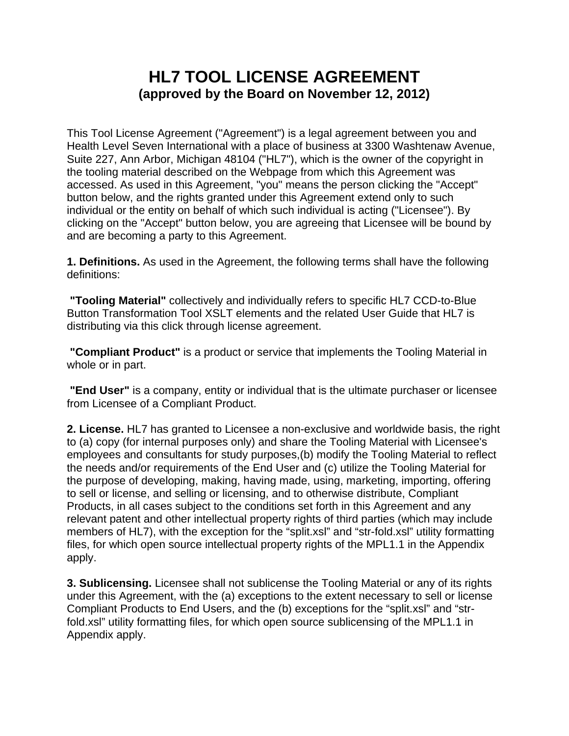# HL7 TOOL LICENSE AGREEMENT

## (approved by the Board on November 12, 2012)

This Tool License Agreement ("Agreement") is a legal agreement between you and Health Level Seven International with a place of business at 3300 Washtenaw Avenue, Suite 227, Ann Arbor, Michigan 48104 ("HL7"), which is the owner of the copyright in the tooling material described on the Webpage from which this Agreement was accessed. As used in this Agreement, "you" means the person clicking the "Accept" button below, and the rights granted under this Agreement extend only to such individual or the entity on behalf of which such individual is acting ("Licensee"). By clicking on the "Accept" button below, you are agreeing that Licensee will be bound by and are becoming a party to this Agreement.

**1. Definitions.** As used in the Agreement, the following terms shall have the following definitions:

**"Tooling Material"** collectively and individually refers to specific HL7 CCD-to-Blue Button Transformation Tool XSLT elements and the related User Guide that HL7 is distributing via this click through license agreement.

**"Compliant Product"** is a product or service that implements the Tooling Material in whole or in part.

**"End User"** is a company, entity or individual that is the ultimate purchaser or licensee from Licensee of a Compliant Product.

**2. License.** HL7 has granted to Licensee a non-exclusive and worldwide basis, the right to (a) copy (for internal purposes only) and share the Tooling Material with Licensee's employees and consultants for study purposes,(b) modify the Tooling Material to reflect the needs and/or requirements of the End User and (c) utilize the Tooling Material for the purpose of developing, making, having made, using, marketing, importing, offering to sell or license, and selling or licensing, and to otherwise distribute, Compliant Products, in all cases subject to the conditions set forth in this Agreement and any relevant patent and other intellectual property rights of third parties (which may include members of HL7), with the exception for the “split.xsl” and “str-fold.xsl” utility formatting files, for which open source intellectual property rights of the MPL1.1 in the Appendix apply.

**3. Sublicensing.** Licensee shall not sublicense the Tooling Material or any of its rights under this Agreement, with the (a) exceptions to the extent necessary to sell or license Compliant Products to End Users, and the (b) exceptions for the “split.xsl” and “str-fold.xsl” utility formatting files, for which open source sublicensing of the MPL1.1 in Appendix apply.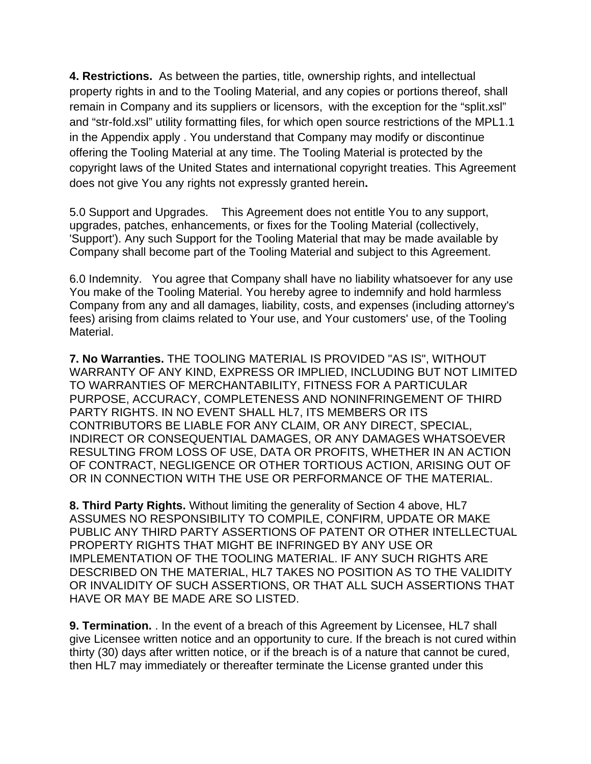**4. Restrictions.** As between the parties, title, ownership rights, and intellectual property rights in and to the Tooling Material, and any copies or portions thereof, shall remain in Company and its suppliers or licensors, with the exception for the "split.xsl" and "str-fold.xsl" utility formatting files, for which open source restrictions of the MPL1.1 in the Appendix apply . You understand that Company may modify or discontinue offering the Tooling Material at any time. The Tooling Material is protected by the copyright laws of the United States and international copyright treaties. This Agreement does not give You any rights not expressly granted herein**.**

5.0 Support and Upgrades. This Agreement does not entitle You to any support, upgrades, patches, enhancements, or fixes for the Tooling Material (collectively, 'Support'). Any such Support for the Tooling Material that may be made available by Company shall become part of the Tooling Material and subject to this Agreement.

6.0 Indemnity. You agree that Company shall have no liability whatsoever for any use You make of the Tooling Material. You hereby agree to indemnify and hold harmless Company from any and all damages, liability, costs, and expenses (including attorney's fees) arising from claims related to Your use, and Your customers' use, of the Tooling Material.

**7. No Warranties.** THE TOOLING MATERIAL IS PROVIDED "AS IS", WITHOUT WARRANTY OF ANY KIND, EXPRESS OR IMPLIED, INCLUDING BUT NOT LIMITED TO WARRANTIES OF MERCHANTABILITY, FITNESS FOR A PARTICULAR PURPOSE, ACCURACY, COMPLETENESS AND NONINFRINGEMENT OF THIRD PARTY RIGHTS. IN NO EVENT SHALL HL7, ITS MEMBERS OR ITS CONTRIBUTORS BE LIABLE FOR ANY CLAIM, OR ANY DIRECT, SPECIAL, INDIRECT OR CONSEQUENTIAL DAMAGES, OR ANY DAMAGES WHATSOEVER RESULTING FROM LOSS OF USE, DATA OR PROFITS, WHETHER IN AN ACTION OF CONTRACT, NEGLIGENCE OR OTHER TORTIOUS ACTION, ARISING OUT OF OR IN CONNECTION WITH THE USE OR PERFORMANCE OF THE MATERIAL.

**8. Third Party Rights.** Without limiting the generality of Section 4 above, HL7 ASSUMES NO RESPONSIBILITY TO COMPILE, CONFIRM, UPDATE OR MAKE PUBLIC ANY THIRD PARTY ASSERTIONS OF PATENT OR OTHER INTELLECTUAL PROPERTY RIGHTS THAT MIGHT BE INFRINGED BY ANY USE OR IMPLEMENTATION OF THE TOOLING MATERIAL. IF ANY SUCH RIGHTS ARE DESCRIBED ON THE MATERIAL, HL7 TAKES NO POSITION AS TO THE VALIDITY OR INVALIDITY OF SUCH ASSERTIONS, OR THAT ALL SUCH ASSERTIONS THAT HAVE OR MAY BE MADE ARE SO LISTED.

**9. Termination.** . In the event of a breach of this Agreement by Licensee, HL7 shall give Licensee written notice and an opportunity to cure. If the breach is not cured within thirty (30) days after written notice, or if the breach is of a nature that cannot be cured, then HL7 may immediately or thereafter terminate the License granted under this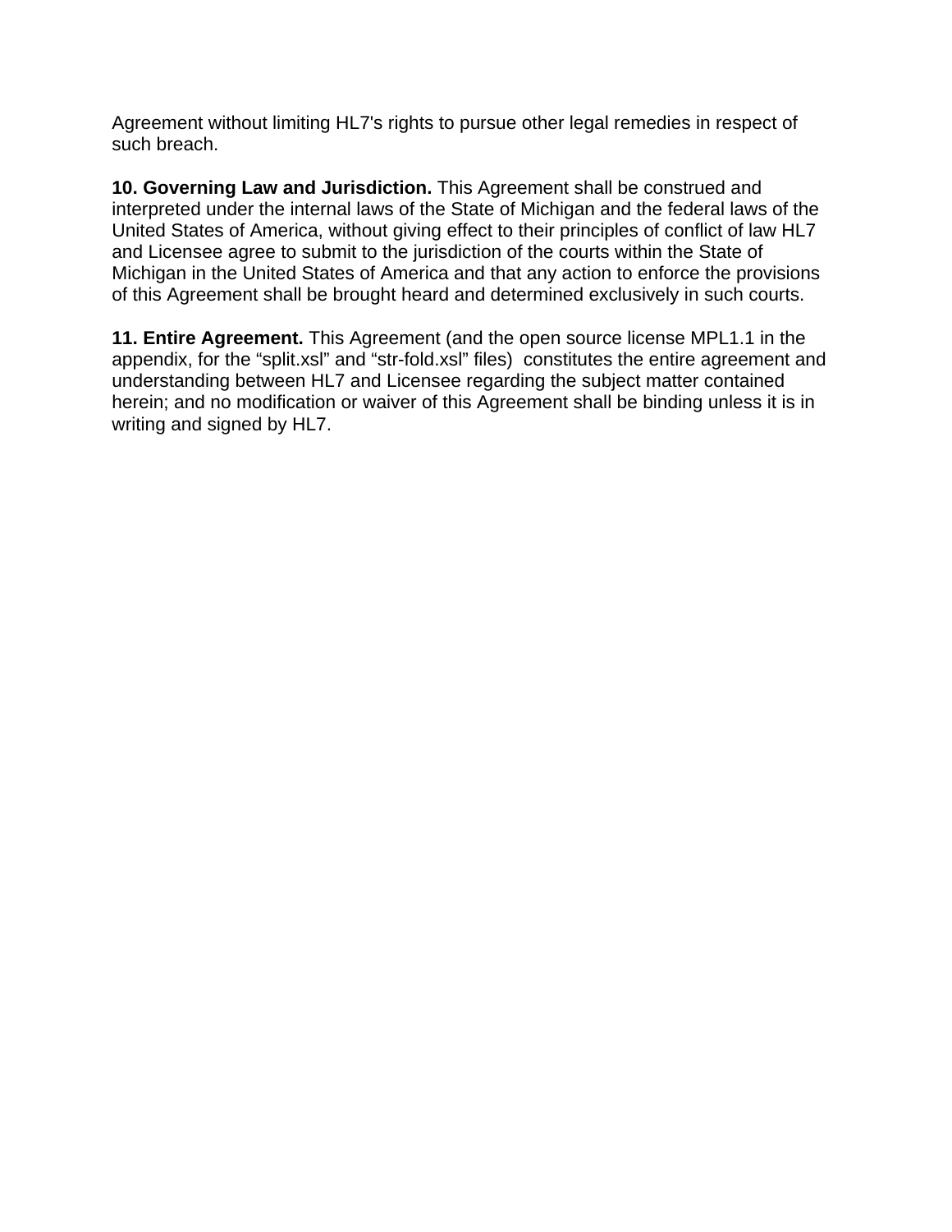Agreement without limiting HL7's rights to pursue other legal remedies in respect of such breach.

**10. Governing Law and Jurisdiction.** This Agreement shall be construed and interpreted under the internal laws of the State of Michigan and the federal laws of the United States of America, without giving effect to their principles of conflict of law HL7 and Licensee agree to submit to the jurisdiction of the courts within the State of Michigan in the United States of America and that any action to enforce the provisions of this Agreement shall be brought heard and determined exclusively in such courts.

**11. Entire Agreement.** This Agreement (and the open source license MPL1.1 in the appendix, for the “split.xsl” and “str-fold.xsl” files) constitutes the entire agreement and understanding between HL7 and Licensee regarding the subject matter contained herein; and no modification or waiver of this Agreement shall be binding unless it is in writing and signed by HL7.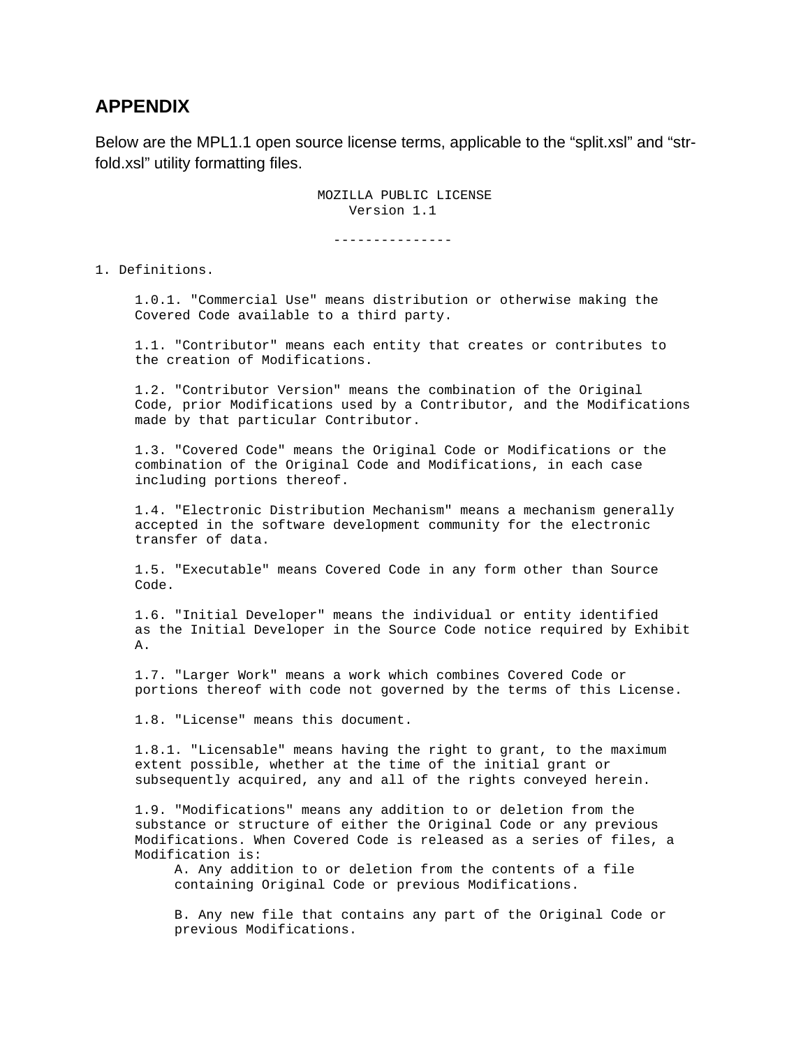## APPENDIX

Below are the MPL1.1 open source license terms, applicable to the “split.xsl” and “str-fold.xsl” utility formatting files.

```
                          MOZILLA PUBLIC LICENSE
                                Version 1.1

                              ---------------

1. Definitions.

     1.0.1. "Commercial Use" means distribution or otherwise making the
     Covered Code available to a third party.

     1.1. "Contributor" means each entity that creates or contributes to
     the creation of Modifications.

     1.2. "Contributor Version" means the combination of the Original
     Code, prior Modifications used by a Contributor, and the Modifications
     made by that particular Contributor.

     1.3. "Covered Code" means the Original Code or Modifications or the
     combination of the Original Code and Modifications, in each case
     including portions thereof.

     1.4. "Electronic Distribution Mechanism" means a mechanism generally
     accepted in the software development community for the electronic
     transfer of data.

     1.5. "Executable" means Covered Code in any form other than Source
     Code.

     1.6. "Initial Developer" means the individual or entity identified
     as the Initial Developer in the Source Code notice required by Exhibit
     A.

     1.7. "Larger Work" means a work which combines Covered Code or
     portions thereof with code not governed by the terms of this License.

     1.8. "License" means this document.

     1.8.1. "Licensable" means having the right to grant, to the maximum
     extent possible, whether at the time of the initial grant or
     subsequently acquired, any and all of the rights conveyed herein.

     1.9. "Modifications" means any addition to or deletion from the
     substance or structure of either the Original Code or any previous
     Modifications. When Covered Code is released as a series of files, a
     Modification is:
          A. Any addition to or deletion from the contents of a file
          containing Original Code or previous Modifications.

          B. Any new file that contains any part of the Original Code or
          previous Modifications.
```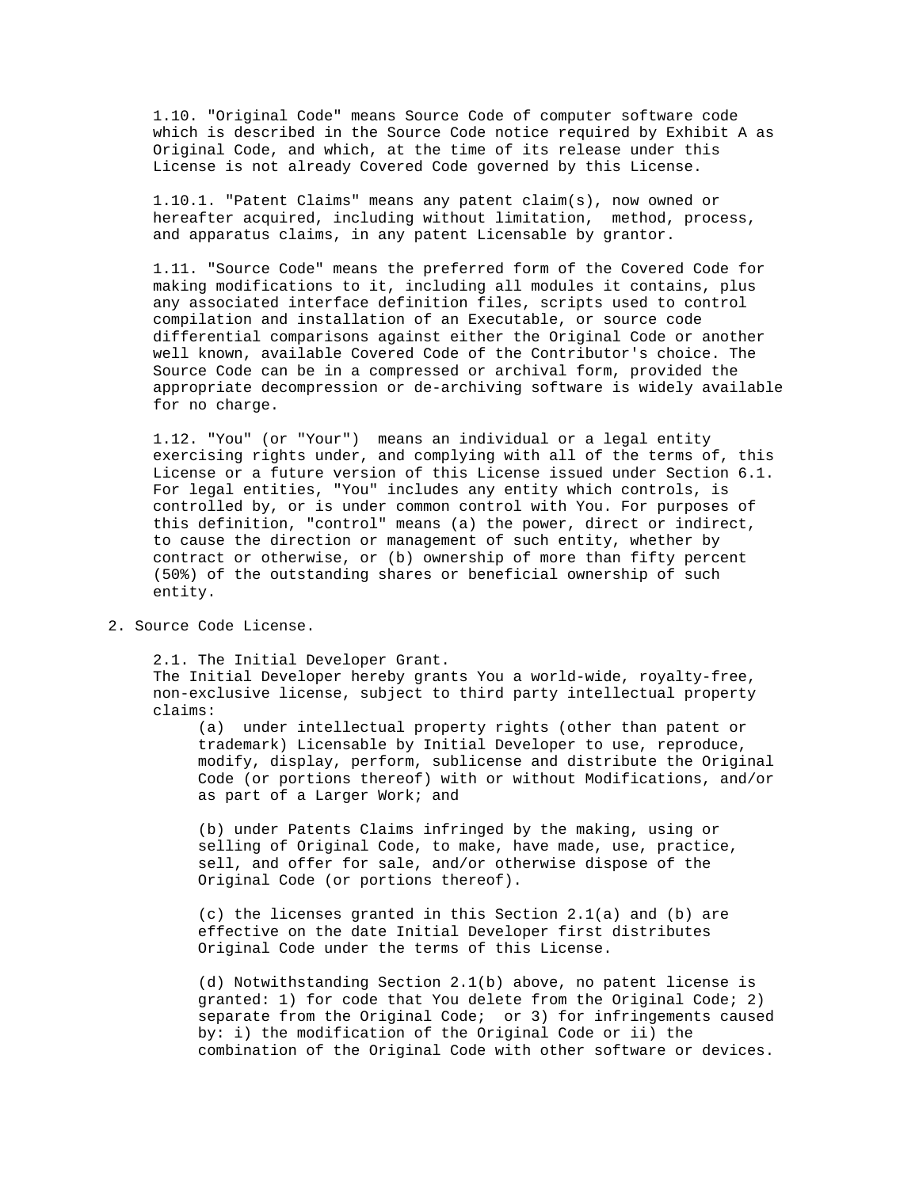1.10. "Original Code" means Source Code of computer software code which is described in the Source Code notice required by Exhibit A as Original Code, and which, at the time of its release under this License is not already Covered Code governed by this License.

1.10.1. "Patent Claims" means any patent claim(s), now owned or hereafter acquired, including without limitation, method, process, and apparatus claims, in any patent Licensable by grantor.

1.11. "Source Code" means the preferred form of the Covered Code for making modifications to it, including all modules it contains, plus any associated interface definition files, scripts used to control compilation and installation of an Executable, or source code differential comparisons against either the Original Code or another well known, available Covered Code of the Contributor's choice. The Source Code can be in a compressed or archival form, provided the appropriate decompression or de-archiving software is widely available for no charge.

1.12. "You" (or "Your") means an individual or a legal entity exercising rights under, and complying with all of the terms of, this License or a future version of this License issued under Section 6.1. For legal entities, "You" includes any entity which controls, is controlled by, or is under common control with You. For purposes of this definition, "control" means (a) the power, direct or indirect, to cause the direction or management of such entity, whether by contract or otherwise, or (b) ownership of more than fifty percent (50%) of the outstanding shares or beneficial ownership of such entity.

2. Source Code License.

2.1. The Initial Developer Grant.
The Initial Developer hereby grants You a world-wide, royalty-free, non-exclusive license, subject to third party intellectual property claims:

(a) under intellectual property rights (other than patent or trademark) Licensable by Initial Developer to use, reproduce, modify, display, perform, sublicense and distribute the Original Code (or portions thereof) with or without Modifications, and/or as part of a Larger Work; and

(b) under Patents Claims infringed by the making, using or selling of Original Code, to make, have made, use, practice, sell, and offer for sale, and/or otherwise dispose of the Original Code (or portions thereof).

(c) the licenses granted in this Section 2.1(a) and (b) are effective on the date Initial Developer first distributes Original Code under the terms of this License.

(d) Notwithstanding Section 2.1(b) above, no patent license is granted: 1) for code that You delete from the Original Code; 2) separate from the Original Code; or 3) for infringements caused by: i) the modification of the Original Code or ii) the combination of the Original Code with other software or devices.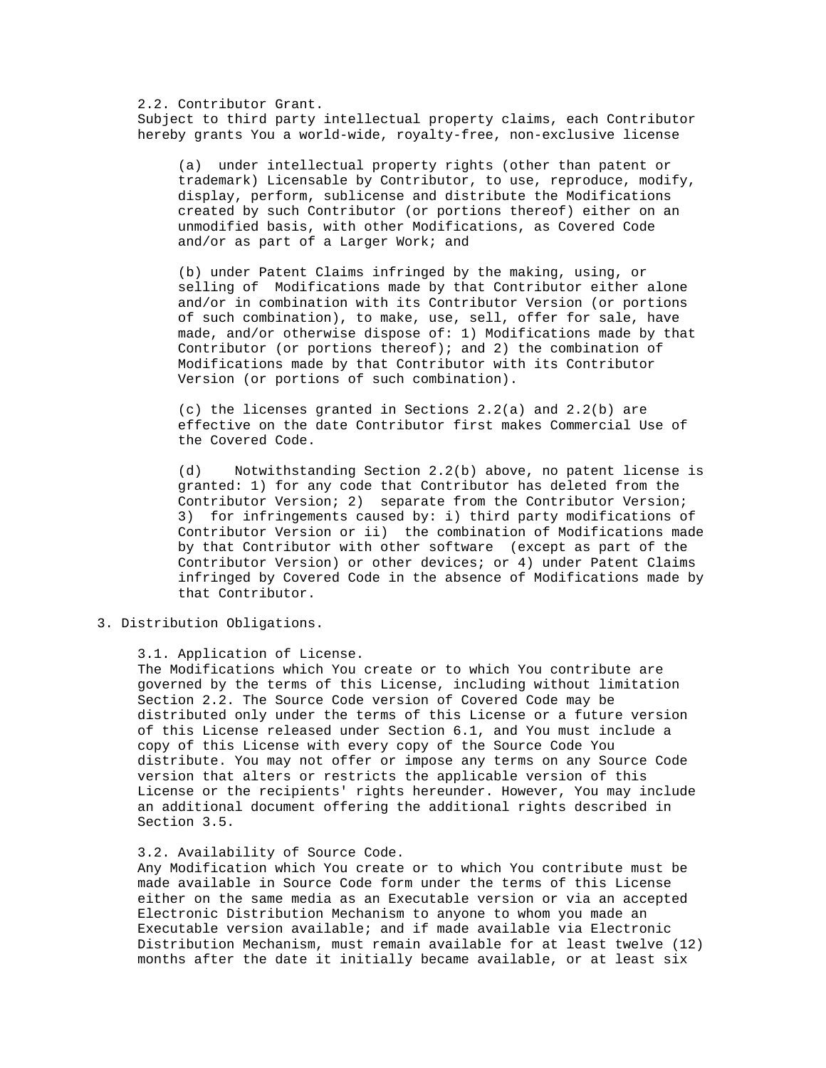2.2. Contributor Grant.

Subject to third party intellectual property claims, each Contributor hereby grants You a world-wide, royalty-free, non-exclusive license

(a) under intellectual property rights (other than patent or trademark) Licensable by Contributor, to use, reproduce, modify, display, perform, sublicense and distribute the Modifications created by such Contributor (or portions thereof) either on an unmodified basis, with other Modifications, as Covered Code and/or as part of a Larger Work; and

(b) under Patent Claims infringed by the making, using, or selling of Modifications made by that Contributor either alone and/or in combination with its Contributor Version (or portions of such combination), to make, use, sell, offer for sale, have made, and/or otherwise dispose of: 1) Modifications made by that Contributor (or portions thereof); and 2) the combination of Modifications made by that Contributor with its Contributor Version (or portions of such combination).

(c) the licenses granted in Sections 2.2(a) and 2.2(b) are effective on the date Contributor first makes Commercial Use of the Covered Code.

(d) Notwithstanding Section 2.2(b) above, no patent license is granted: 1) for any code that Contributor has deleted from the Contributor Version; 2) separate from the Contributor Version; 3) for infringements caused by: i) third party modifications of Contributor Version or ii) the combination of Modifications made by that Contributor with other software (except as part of the Contributor Version) or other devices; or 4) under Patent Claims infringed by Covered Code in the absence of Modifications made by that Contributor.

3. Distribution Obligations.

3.1. Application of License.

The Modifications which You create or to which You contribute are governed by the terms of this License, including without limitation Section 2.2. The Source Code version of Covered Code may be distributed only under the terms of this License or a future version of this License released under Section 6.1, and You must include a copy of this License with every copy of the Source Code You distribute. You may not offer or impose any terms on any Source Code version that alters or restricts the applicable version of this License or the recipients' rights hereunder. However, You may include an additional document offering the additional rights described in Section 3.5.

3.2. Availability of Source Code.

Any Modification which You create or to which You contribute must be made available in Source Code form under the terms of this License either on the same media as an Executable version or via an accepted Electronic Distribution Mechanism to anyone to whom you made an Executable version available; and if made available via Electronic Distribution Mechanism, must remain available for at least twelve (12) months after the date it initially became available, or at least six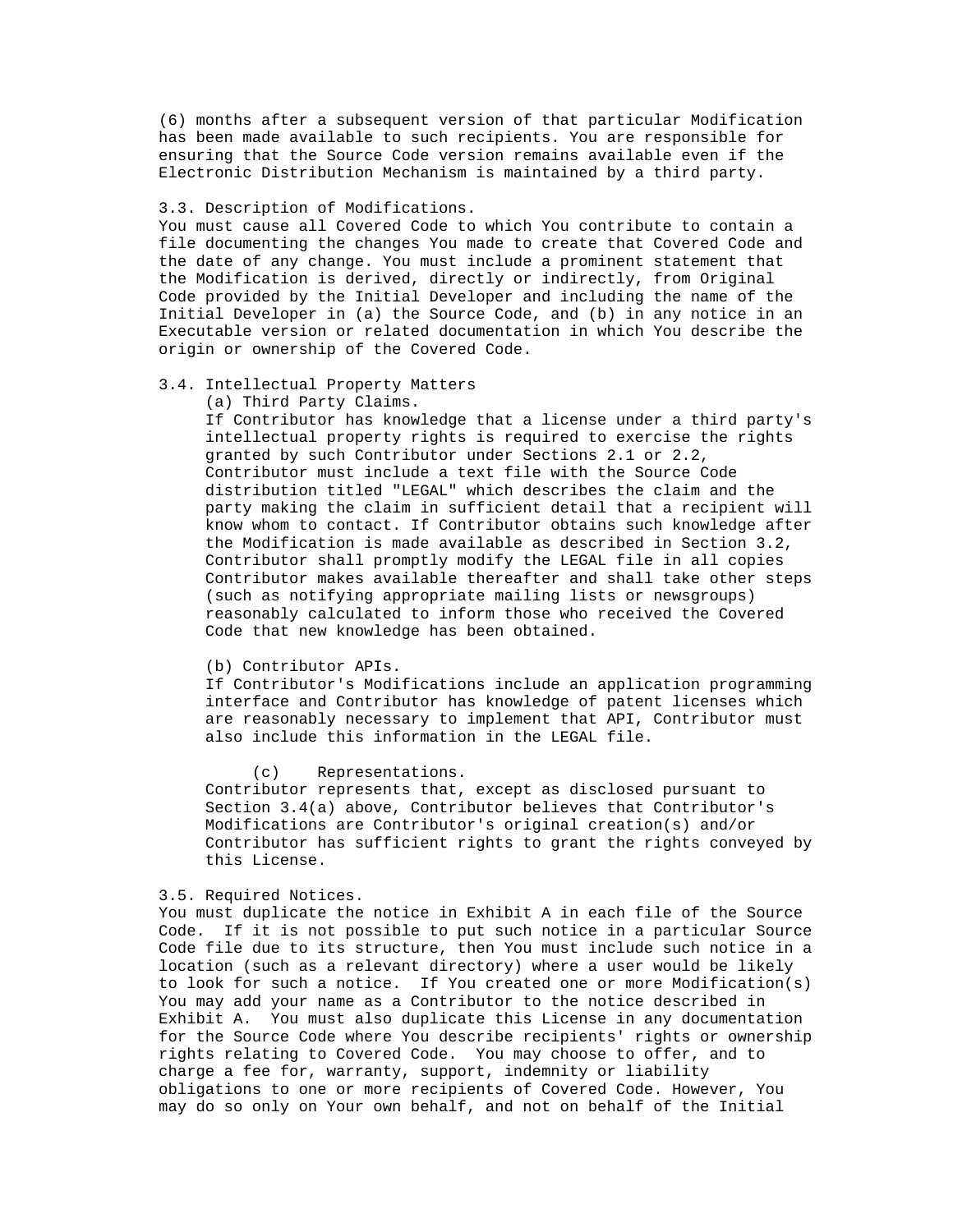(6) months after a subsequent version of that particular Modification has been made available to such recipients. You are responsible for ensuring that the Source Code version remains available even if the Electronic Distribution Mechanism is maintained by a third party.

3.3. Description of Modifications.
You must cause all Covered Code to which You contribute to contain a file documenting the changes You made to create that Covered Code and the date of any change. You must include a prominent statement that the Modification is derived, directly or indirectly, from Original Code provided by the Initial Developer and including the name of the Initial Developer in (a) the Source Code, and (b) in any notice in an Executable version or related documentation in which You describe the origin or ownership of the Covered Code.

3.4. Intellectual Property Matters

(a) Third Party Claims.
If Contributor has knowledge that a license under a third party's intellectual property rights is required to exercise the rights granted by such Contributor under Sections 2.1 or 2.2, Contributor must include a text file with the Source Code distribution titled "LEGAL" which describes the claim and the party making the claim in sufficient detail that a recipient will know whom to contact. If Contributor obtains such knowledge after the Modification is made available as described in Section 3.2, Contributor shall promptly modify the LEGAL file in all copies Contributor makes available thereafter and shall take other steps (such as notifying appropriate mailing lists or newsgroups) reasonably calculated to inform those who received the Covered Code that new knowledge has been obtained.

(b) Contributor APIs.
If Contributor's Modifications include an application programming interface and Contributor has knowledge of patent licenses which are reasonably necessary to implement that API, Contributor must also include this information in the LEGAL file.

(c) Representations.
Contributor represents that, except as disclosed pursuant to Section 3.4(a) above, Contributor believes that Contributor's Modifications are Contributor's original creation(s) and/or Contributor has sufficient rights to grant the rights conveyed by this License.

3.5. Required Notices.
You must duplicate the notice in Exhibit A in each file of the Source Code. If it is not possible to put such notice in a particular Source Code file due to its structure, then You must include such notice in a location (such as a relevant directory) where a user would be likely to look for such a notice. If You created one or more Modification(s) You may add your name as a Contributor to the notice described in Exhibit A. You must also duplicate this License in any documentation for the Source Code where You describe recipients' rights or ownership rights relating to Covered Code. You may choose to offer, and to charge a fee for, warranty, support, indemnity or liability obligations to one or more recipients of Covered Code. However, You may do so only on Your own behalf, and not on behalf of the Initial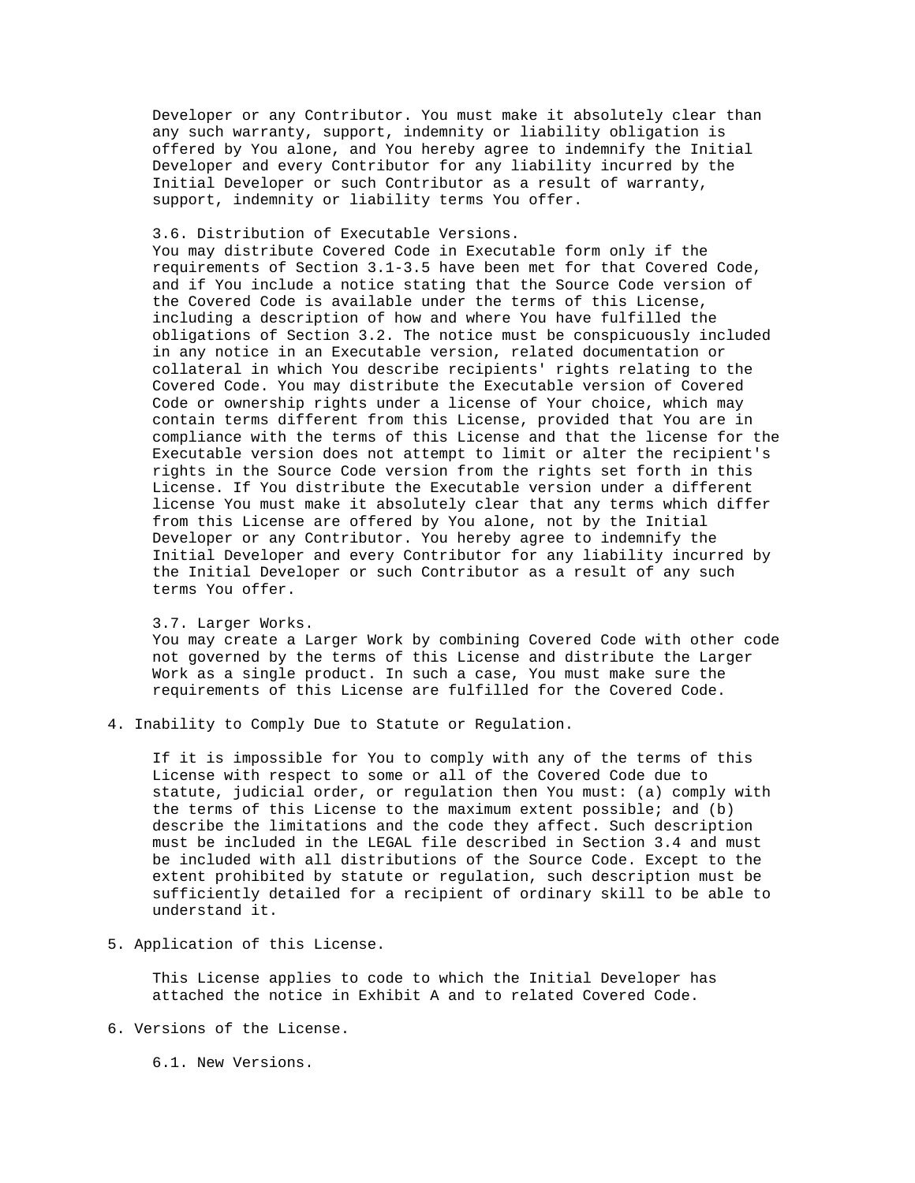Developer or any Contributor. You must make it absolutely clear than any such warranty, support, indemnity or liability obligation is offered by You alone, and You hereby agree to indemnify the Initial Developer and every Contributor for any liability incurred by the Initial Developer or such Contributor as a result of warranty, support, indemnity or liability terms You offer.

3.6. Distribution of Executable Versions.
You may distribute Covered Code in Executable form only if the requirements of Section 3.1-3.5 have been met for that Covered Code, and if You include a notice stating that the Source Code version of the Covered Code is available under the terms of this License, including a description of how and where You have fulfilled the obligations of Section 3.2. The notice must be conspicuously included in any notice in an Executable version, related documentation or collateral in which You describe recipients' rights relating to the Covered Code. You may distribute the Executable version of Covered Code or ownership rights under a license of Your choice, which may contain terms different from this License, provided that You are in compliance with the terms of this License and that the license for the Executable version does not attempt to limit or alter the recipient's rights in the Source Code version from the rights set forth in this License. If You distribute the Executable version under a different license You must make it absolutely clear that any terms which differ from this License are offered by You alone, not by the Initial Developer or any Contributor. You hereby agree to indemnify the Initial Developer and every Contributor for any liability incurred by the Initial Developer or such Contributor as a result of any such terms You offer.

3.7. Larger Works.
You may create a Larger Work by combining Covered Code with other code not governed by the terms of this License and distribute the Larger Work as a single product. In such a case, You must make sure the requirements of this License are fulfilled for the Covered Code.

4. Inability to Comply Due to Statute or Regulation.

If it is impossible for You to comply with any of the terms of this License with respect to some or all of the Covered Code due to statute, judicial order, or regulation then You must: (a) comply with the terms of this License to the maximum extent possible; and (b) describe the limitations and the code they affect. Such description must be included in the LEGAL file described in Section 3.4 and must be included with all distributions of the Source Code. Except to the extent prohibited by statute or regulation, such description must be sufficiently detailed for a recipient of ordinary skill to be able to understand it.

5. Application of this License.

This License applies to code to which the Initial Developer has attached the notice in Exhibit A and to related Covered Code.

6. Versions of the License.

6.1. New Versions.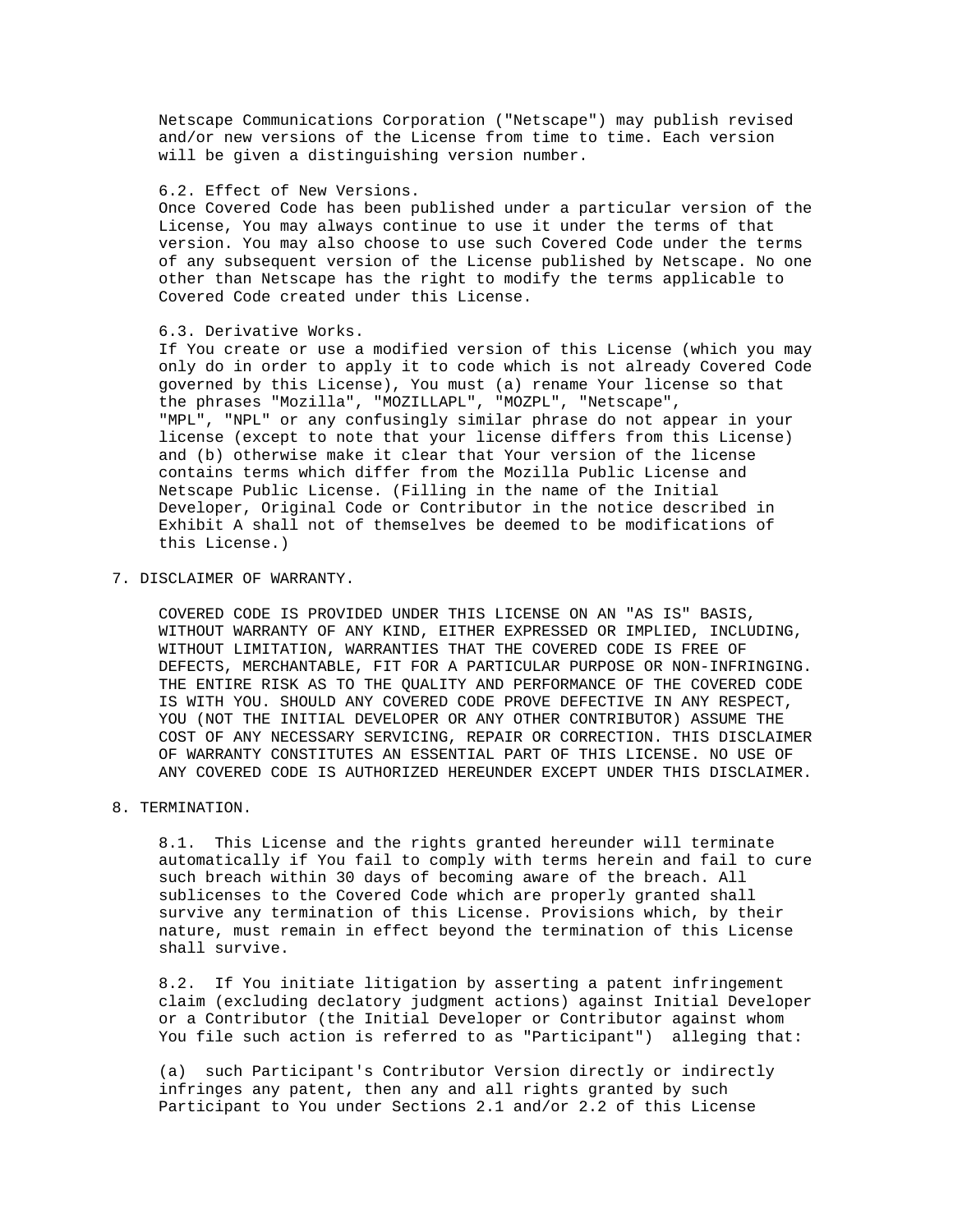Netscape Communications Corporation ("Netscape") may publish revised and/or new versions of the License from time to time. Each version will be given a distinguishing version number.

6.2. Effect of New Versions.
Once Covered Code has been published under a particular version of the License, You may always continue to use it under the terms of that version. You may also choose to use such Covered Code under the terms of any subsequent version of the License published by Netscape. No one other than Netscape has the right to modify the terms applicable to Covered Code created under this License.

6.3. Derivative Works.
If You create or use a modified version of this License (which you may only do in order to apply it to code which is not already Covered Code governed by this License), You must (a) rename Your license so that the phrases "Mozilla", "MOZILLAPL", "MOZPL", "Netscape", "MPL", "NPL" or any confusingly similar phrase do not appear in your license (except to note that your license differs from this License) and (b) otherwise make it clear that Your version of the license contains terms which differ from the Mozilla Public License and Netscape Public License. (Filling in the name of the Initial Developer, Original Code or Contributor in the notice described in Exhibit A shall not of themselves be deemed to be modifications of this License.)

7. DISCLAIMER OF WARRANTY.

COVERED CODE IS PROVIDED UNDER THIS LICENSE ON AN "AS IS" BASIS, WITHOUT WARRANTY OF ANY KIND, EITHER EXPRESSED OR IMPLIED, INCLUDING, WITHOUT LIMITATION, WARRANTIES THAT THE COVERED CODE IS FREE OF DEFECTS, MERCHANTABLE, FIT FOR A PARTICULAR PURPOSE OR NON-INFRINGING. THE ENTIRE RISK AS TO THE QUALITY AND PERFORMANCE OF THE COVERED CODE IS WITH YOU. SHOULD ANY COVERED CODE PROVE DEFECTIVE IN ANY RESPECT, YOU (NOT THE INITIAL DEVELOPER OR ANY OTHER CONTRIBUTOR) ASSUME THE COST OF ANY NECESSARY SERVICING, REPAIR OR CORRECTION. THIS DISCLAIMER OF WARRANTY CONSTITUTES AN ESSENTIAL PART OF THIS LICENSE. NO USE OF ANY COVERED CODE IS AUTHORIZED HEREUNDER EXCEPT UNDER THIS DISCLAIMER.

8. TERMINATION.

8.1. This License and the rights granted hereunder will terminate automatically if You fail to comply with terms herein and fail to cure such breach within 30 days of becoming aware of the breach. All sublicenses to the Covered Code which are properly granted shall survive any termination of this License. Provisions which, by their nature, must remain in effect beyond the termination of this License shall survive.

8.2. If You initiate litigation by asserting a patent infringement claim (excluding declatory judgment actions) against Initial Developer or a Contributor (the Initial Developer or Contributor against whom You file such action is referred to as "Participant") alleging that:

(a) such Participant's Contributor Version directly or indirectly infringes any patent, then any and all rights granted by such Participant to You under Sections 2.1 and/or 2.2 of this License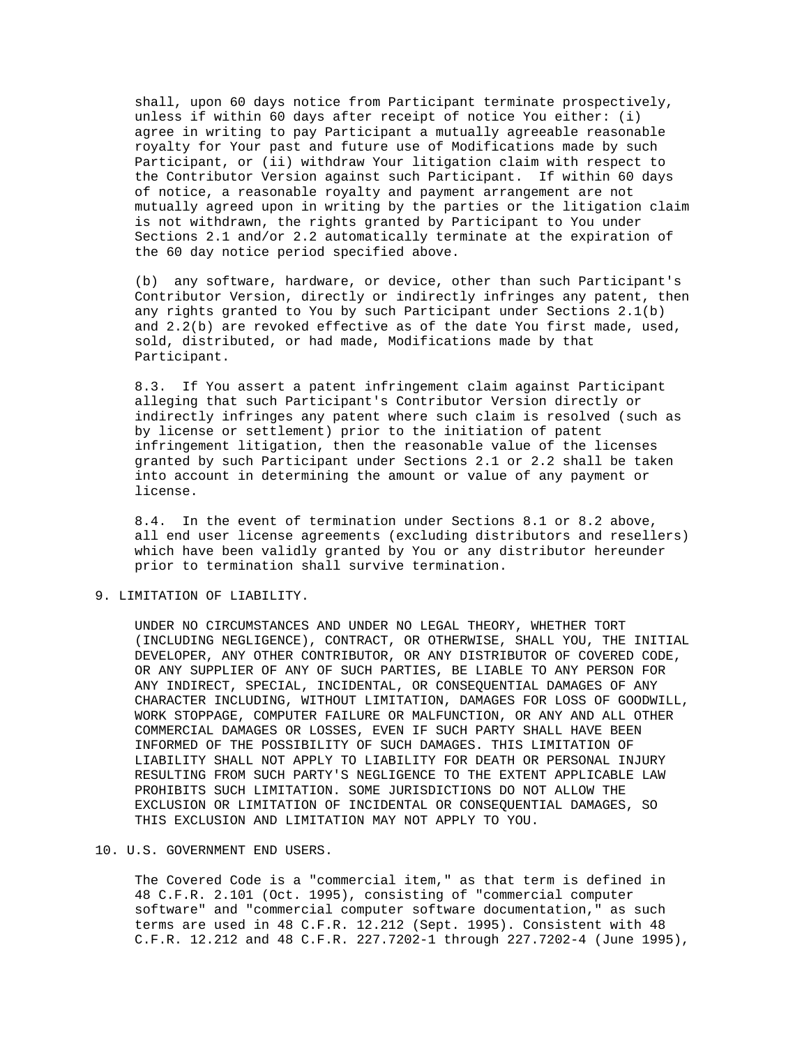shall, upon 60 days notice from Participant terminate prospectively, unless if within 60 days after receipt of notice You either: (i) agree in writing to pay Participant a mutually agreeable reasonable royalty for Your past and future use of Modifications made by such Participant, or (ii) withdraw Your litigation claim with respect to the Contributor Version against such Participant. If within 60 days of notice, a reasonable royalty and payment arrangement are not mutually agreed upon in writing by the parties or the litigation claim is not withdrawn, the rights granted by Participant to You under Sections 2.1 and/or 2.2 automatically terminate at the expiration of the 60 day notice period specified above.

(b) any software, hardware, or device, other than such Participant's Contributor Version, directly or indirectly infringes any patent, then any rights granted to You by such Participant under Sections 2.1(b) and 2.2(b) are revoked effective as of the date You first made, used, sold, distributed, or had made, Modifications made by that Participant.

8.3. If You assert a patent infringement claim against Participant alleging that such Participant's Contributor Version directly or indirectly infringes any patent where such claim is resolved (such as by license or settlement) prior to the initiation of patent infringement litigation, then the reasonable value of the licenses granted by such Participant under Sections 2.1 or 2.2 shall be taken into account in determining the amount or value of any payment or license.

8.4. In the event of termination under Sections 8.1 or 8.2 above, all end user license agreements (excluding distributors and resellers) which have been validly granted by You or any distributor hereunder prior to termination shall survive termination.

9. LIMITATION OF LIABILITY.

UNDER NO CIRCUMSTANCES AND UNDER NO LEGAL THEORY, WHETHER TORT (INCLUDING NEGLIGENCE), CONTRACT, OR OTHERWISE, SHALL YOU, THE INITIAL DEVELOPER, ANY OTHER CONTRIBUTOR, OR ANY DISTRIBUTOR OF COVERED CODE, OR ANY SUPPLIER OF ANY OF SUCH PARTIES, BE LIABLE TO ANY PERSON FOR ANY INDIRECT, SPECIAL, INCIDENTAL, OR CONSEQUENTIAL DAMAGES OF ANY CHARACTER INCLUDING, WITHOUT LIMITATION, DAMAGES FOR LOSS OF GOODWILL, WORK STOPPAGE, COMPUTER FAILURE OR MALFUNCTION, OR ANY AND ALL OTHER COMMERCIAL DAMAGES OR LOSSES, EVEN IF SUCH PARTY SHALL HAVE BEEN INFORMED OF THE POSSIBILITY OF SUCH DAMAGES. THIS LIMITATION OF LIABILITY SHALL NOT APPLY TO LIABILITY FOR DEATH OR PERSONAL INJURY RESULTING FROM SUCH PARTY'S NEGLIGENCE TO THE EXTENT APPLICABLE LAW PROHIBITS SUCH LIMITATION. SOME JURISDICTIONS DO NOT ALLOW THE EXCLUSION OR LIMITATION OF INCIDENTAL OR CONSEQUENTIAL DAMAGES, SO THIS EXCLUSION AND LIMITATION MAY NOT APPLY TO YOU.

10. U.S. GOVERNMENT END USERS.

The Covered Code is a "commercial item," as that term is defined in 48 C.F.R. 2.101 (Oct. 1995), consisting of "commercial computer software" and "commercial computer software documentation," as such terms are used in 48 C.F.R. 12.212 (Sept. 1995). Consistent with 48 C.F.R. 12.212 and 48 C.F.R. 227.7202-1 through 227.7202-4 (June 1995),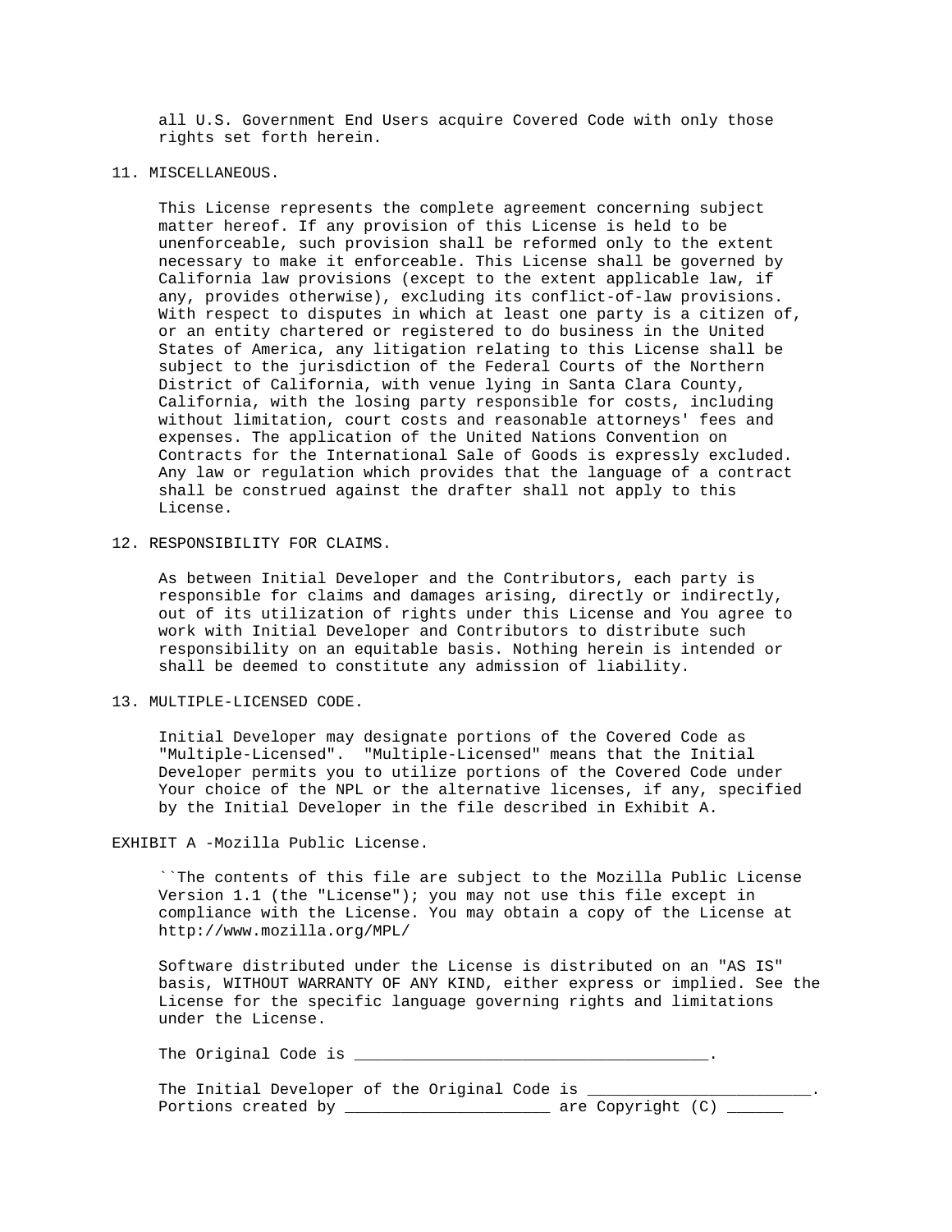all U.S. Government End Users acquire Covered Code with only those rights set forth herein.

## 11. MISCELLANEOUS.

This License represents the complete agreement concerning subject matter hereof. If any provision of this License is held to be unenforceable, such provision shall be reformed only to the extent necessary to make it enforceable. This License shall be governed by California law provisions (except to the extent applicable law, if any, provides otherwise), excluding its conflict-of-law provisions. With respect to disputes in which at least one party is a citizen of, or an entity chartered or registered to do business in the United States of America, any litigation relating to this License shall be subject to the jurisdiction of the Federal Courts of the Northern District of California, with venue lying in Santa Clara County, California, with the losing party responsible for costs, including without limitation, court costs and reasonable attorneys' fees and expenses. The application of the United Nations Convention on Contracts for the International Sale of Goods is expressly excluded. Any law or regulation which provides that the language of a contract shall be construed against the drafter shall not apply to this License.

## 12. RESPONSIBILITY FOR CLAIMS.

As between Initial Developer and the Contributors, each party is responsible for claims and damages arising, directly or indirectly, out of its utilization of rights under this License and You agree to work with Initial Developer and Contributors to distribute such responsibility on an equitable basis. Nothing herein is intended or shall be deemed to constitute any admission of liability.

## 13. MULTIPLE-LICENSED CODE.

Initial Developer may designate portions of the Covered Code as "Multiple-Licensed".  "Multiple-Licensed" means that the Initial Developer permits you to utilize portions of the Covered Code under Your choice of the NPL or the alternative licenses, if any, specified by the Initial Developer in the file described in Exhibit A.

## EXHIBIT A -Mozilla Public License.

``The contents of this file are subject to the Mozilla Public License Version 1.1 (the "License"); you may not use this file except in compliance with the License. You may obtain a copy of the License at http://www.mozilla.org/MPL/

Software distributed under the License is distributed on an "AS IS" basis, WITHOUT WARRANTY OF ANY KIND, either express or implied. See the License for the specific language governing rights and limitations under the License.

The Original Code is ______________________________________.

The Initial Developer of the Original Code is ________________________.
Portions created by ______________________ are Copyright (C) ______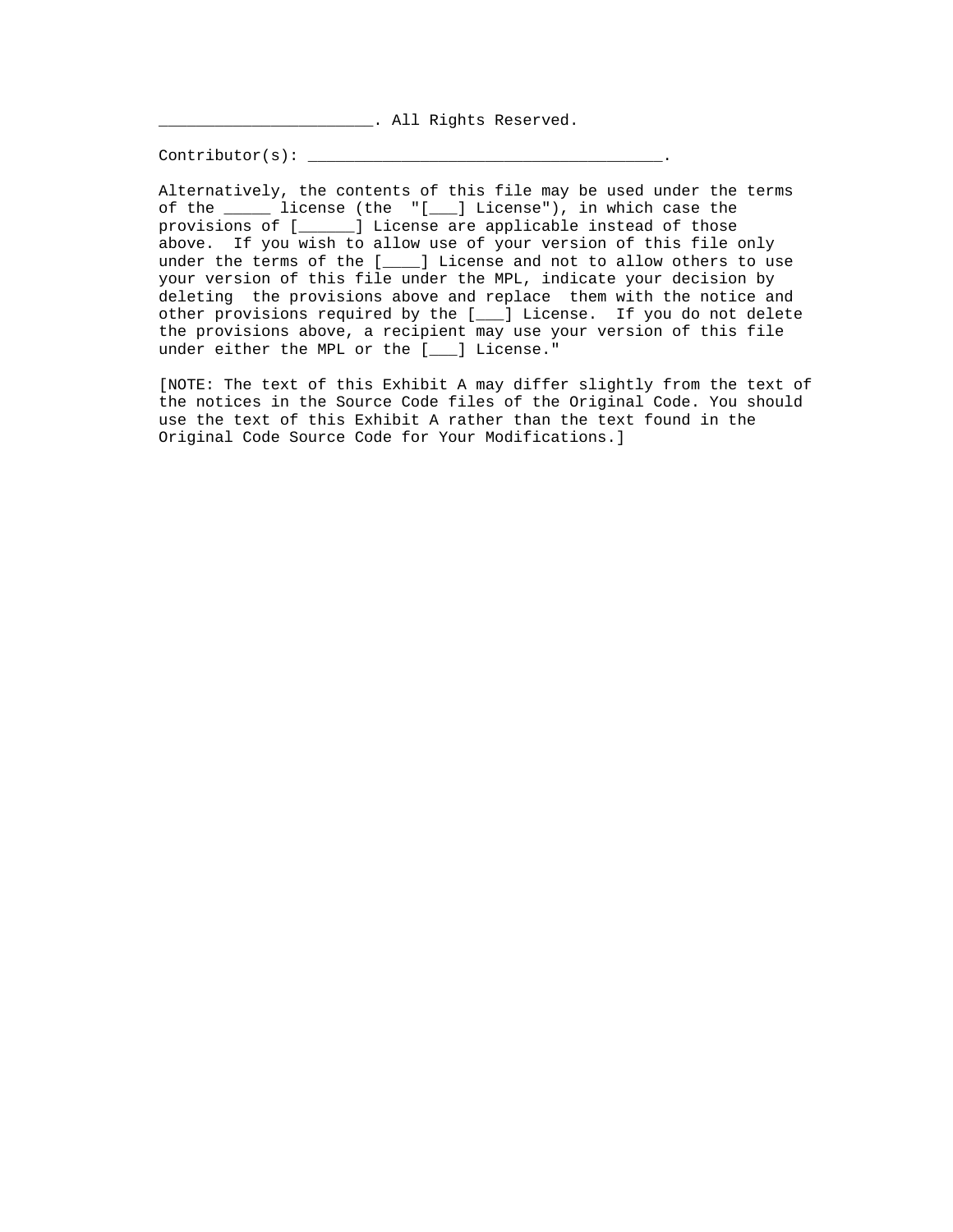________________________. All Rights Reserved.

Contributor(s): ______________________________________.

Alternatively, the contents of this file may be used under the terms of the _____ license (the "[___] License"), in which case the provisions of [______] License are applicable instead of those above. If you wish to allow use of your version of this file only under the terms of the [____] License and not to allow others to use your version of this file under the MPL, indicate your decision by deleting the provisions above and replace them with the notice and other provisions required by the [___] License. If you do not delete the provisions above, a recipient may use your version of this file under either the MPL or the [___] License."

[NOTE: The text of this Exhibit A may differ slightly from the text of the notices in the Source Code files of the Original Code. You should use the text of this Exhibit A rather than the text found in the Original Code Source Code for Your Modifications.]